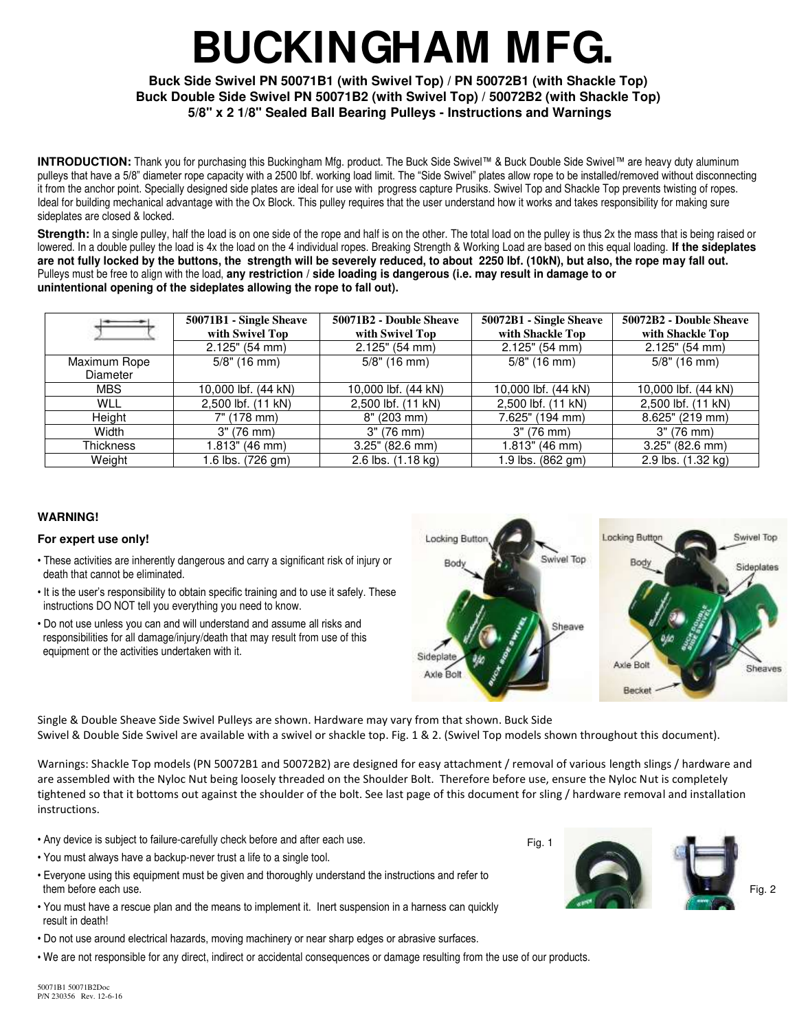# BUCKINGHAM MFG.

**Buck Side Swivel PN 50071B1 (with Swivel Top) / PN 50072B1 (with Shackle Top)**
**Buck Double Side Swivel PN 50071B2 (with Swivel Top) / 50072B2 (with Shackle Top)**
**5/8" x 2 1/8" Sealed Ball Bearing Pulleys - Instructions and Warnings**

**INTRODUCTION:** Thank you for purchasing this Buckingham Mfg. product. The Buck Side Swivel™ & Buck Double Side Swivel™ are heavy duty aluminum pulleys that have a 5/8" diameter rope capacity with a 2500 lbf. working load limit. The "Side Swivel" plates allow rope to be installed/removed without disconnecting it from the anchor point. Specially designed side plates are ideal for use with progress capture Prusiks. Swivel Top and Shackle Top prevents twisting of ropes. Ideal for building mechanical advantage with the Ox Block. This pulley requires that the user understand how it works and takes responsibility for making sure sideplates are closed & locked.

**Strength:** In a single pulley, half the load is on one side of the rope and half is on the other. The total load on the pulley is thus 2x the mass that is being raised or lowered. In a double pulley the load is 4x the load on the 4 individual ropes. Breaking Strength & Working Load are based on this equal loading. **If the sideplates are not fully locked by the buttons, the strength will be severely reduced, to about 2250 lbf. (10kN), but also, the rope may fall out.** Pulleys must be free to align with the load, **any restriction / side loading is dangerous (i.e. may result in damage to or unintentional opening of the sideplates allowing the rope to fall out).**

| | 50071B1 - Single Sheave with Swivel Top | 50071B2 - Double Sheave with Swivel Top | 50072B1 - Single Sheave with Shackle Top | 50072B2 - Double Sheave with Shackle Top |
|---|---|---|---|---|
| | 2.125" (54 mm) | 2.125" (54 mm) | 2.125" (54 mm) | 2.125" (54 mm) |
| Maximum Rope Diameter | 5/8" (16 mm) | 5/8" (16 mm) | 5/8" (16 mm) | 5/8" (16 mm) |
| MBS | 10,000 lbf. (44 kN) | 10,000 lbf. (44 kN) | 10,000 lbf. (44 kN) | 10,000 lbf. (44 kN) |
| WLL | 2,500 lbf. (11 kN) | 2,500 lbf. (11 kN) | 2,500 lbf. (11 kN) | 2,500 lbf. (11 kN) |
| Height | 7" (178 mm) | 8" (203 mm) | 7.625" (194 mm) | 8.625" (219 mm) |
| Width | 3" (76 mm) | 3" (76 mm) | 3" (76 mm) | 3" (76 mm) |
| Thickness | 1.813" (46 mm) | 3.25" (82.6 mm) | 1.813" (46 mm) | 3.25" (82.6 mm) |
| Weight | 1.6 lbs. (726 gm) | 2.6 lbs. (1.18 kg) | 1.9 lbs. (862 gm) | 2.9 lbs. (1.32 kg) |

**WARNING!**

**For expert use only!**

- These activities are inherently dangerous and carry a significant risk of injury or death that cannot be eliminated.
- It is the user's responsibility to obtain specific training and to use it safely. These instructions DO NOT tell you everything you need to know.
- Do not use unless you can and will understand and assume all risks and responsibilities for all damage/injury/death that may result from use of this equipment or the activities undertaken with it.

Single & Double Sheave Side Swivel Pulleys are shown. Hardware may vary from that shown. Buck Side Swivel & Double Side Swivel are available with a swivel or shackle top. Fig. 1 & 2. (Swivel Top models shown throughout this document).

Warnings: Shackle Top models (PN 50072B1 and 50072B2) are designed for easy attachment / removal of various length slings / hardware and are assembled with the Nyloc Nut being loosely threaded on the Shoulder Bolt. Therefore before use, ensure the Nyloc Nut is completely tightened so that it bottoms out against the shoulder of the bolt. See last page of this document for sling / hardware removal and installation instructions.

- Any device is subject to failure-carefully check before and after each use.
- You must always have a backup-never trust a life to a single tool.
- Everyone using this equipment must be given and thoroughly understand the instructions and refer to them before each use.
- You must have a rescue plan and the means to implement it. Inert suspension in a harness can quickly result in death!
- Do not use around electrical hazards, moving machinery or near sharp edges or abrasive surfaces.
- We are not responsible for any direct, indirect or accidental consequences or damage resulting from the use of our products.

Fig. 1

Fig. 2

50071B1 50071B2Doc
P/N 230356 Rev. 12-6-16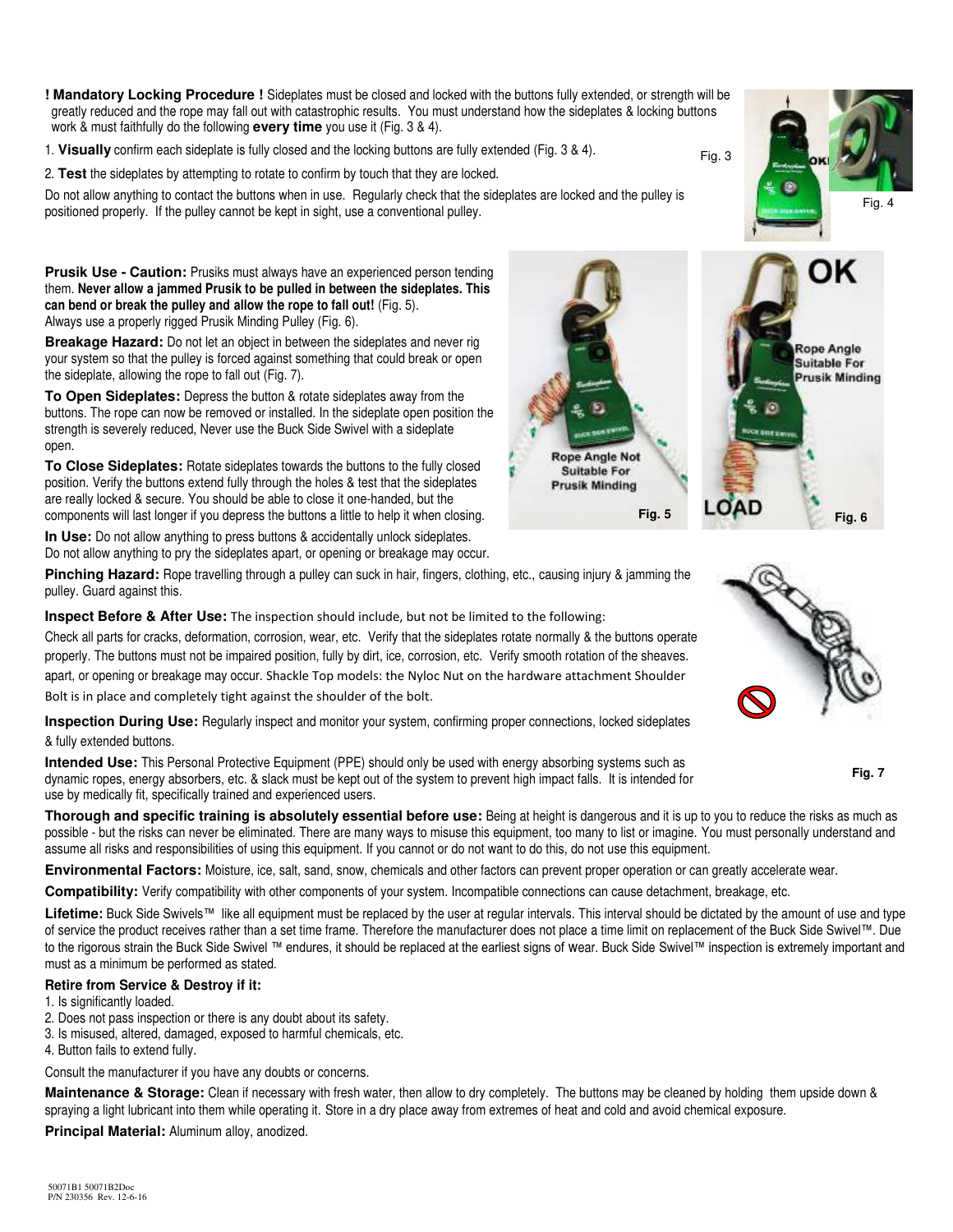**! Mandatory Locking Procedure !** Sideplates must be closed and locked with the buttons fully extended, or strength will be greatly reduced and the rope may fall out with catastrophic results. You must understand how the sideplates & locking buttons work & must faithfully do the following **every time** you use it (Fig. 3 & 4).

1. **Visually** confirm each sideplate is fully closed and the locking buttons are fully extended (Fig. 3 & 4).
2. **Test** the sideplates by attempting to rotate to confirm by touch that they are locked.

Do not allow anything to contact the buttons when in use. Regularly check that the sideplates are locked and the pulley is positioned properly. If the pulley cannot be kept in sight, use a conventional pulley.

Fig. 3

Fig. 4

**Prusik Use - Caution:** Prusiks must always have an experienced person tending them. **Never allow a jammed Prusik to be pulled in between the sideplates. This can bend or break the pulley and allow the rope to fall out!** (Fig. 5). Always use a properly rigged Prusik Minding Pulley (Fig. 6).

**Breakage Hazard:** Do not let an object in between the sideplates and never rig your system so that the pulley is forced against something that could break or open the sideplate, allowing the rope to fall out (Fig. 7).

**To Open Sideplates:** Depress the button & rotate sideplates away from the buttons. The rope can now be removed or installed. In the sideplate open position the strength is severely reduced, Never use the Buck Side Swivel with a sideplate open.

**To Close Sideplates:** Rotate sideplates towards the buttons to the fully closed position. Verify the buttons extend fully through the holes & test that the sideplates are really locked & secure. You should be able to close it one-handed, but the components will last longer if you depress the buttons a little to help it when closing.

**In Use:** Do not allow anything to press buttons & accidentally unlock sideplates. Do not allow anything to pry the sideplates apart, or opening or breakage may occur.

Rope Angle Not Suitable For Prusik Minding

Fig. 5

OK

Rope Angle Suitable For Prusik Minding

LOAD

Fig. 6

**Pinching Hazard:** Rope travelling through a pulley can suck in hair, fingers, clothing, etc., causing injury & jamming the pulley. Guard against this.

**Inspect Before & After Use:** The inspection should include, but not be limited to the following:

Check all parts for cracks, deformation, corrosion, wear, etc. Verify that the sideplates rotate normally & the buttons operate properly. The buttons must not be impaired position, fully by dirt, ice, corrosion, etc. Verify smooth rotation of the sheaves. apart, or opening or breakage may occur. Shackle Top models: the Nyloc Nut on the hardware attachment Shoulder Bolt is in place and completely tight against the shoulder of the bolt.

**Inspection During Use:** Regularly inspect and monitor your system, confirming proper connections, locked sideplates & fully extended buttons.

**Intended Use:** This Personal Protective Equipment (PPE) should only be used with energy absorbing systems such as dynamic ropes, energy absorbers, etc. & slack must be kept out of the system to prevent high impact falls. It is intended for use by medically fit, specifically trained and experienced users.

Fig. 7

**Thorough and specific training is absolutely essential before use:** Being at height is dangerous and it is up to you to reduce the risks as much as possible - but the risks can never be eliminated. There are many ways to misuse this equipment, too many to list or imagine. You must personally understand and assume all risks and responsibilities of using this equipment. If you cannot or do not want to do this, do not use this equipment.

**Environmental Factors:** Moisture, ice, salt, sand, snow, chemicals and other factors can prevent proper operation or can greatly accelerate wear.

**Compatibility:** Verify compatibility with other components of your system. Incompatible connections can cause detachment, breakage, etc.

**Lifetime:** Buck Side Swivels™ like all equipment must be replaced by the user at regular intervals. This interval should be dictated by the amount of use and type of service the product receives rather than a set time frame. Therefore the manufacturer does not place a time limit on replacement of the Buck Side Swivel™. Due to the rigorous strain the Buck Side Swivel ™ endures, it should be replaced at the earliest signs of wear. Buck Side Swivel™ inspection is extremely important and must as a minimum be performed as stated.

**Retire from Service & Destroy if it:**

1. Is significantly loaded.
2. Does not pass inspection or there is any doubt about its safety.
3. Is misused, altered, damaged, exposed to harmful chemicals, etc.
4. Button fails to extend fully.

Consult the manufacturer if you have any doubts or concerns.

**Maintenance & Storage:** Clean if necessary with fresh water, then allow to dry completely. The buttons may be cleaned by holding them upside down & spraying a light lubricant into them while operating it. Store in a dry place away from extremes of heat and cold and avoid chemical exposure.

**Principal Material:** Aluminum alloy, anodized.

50071B1 50071B2Doc
P/N 230356 Rev. 12-6-16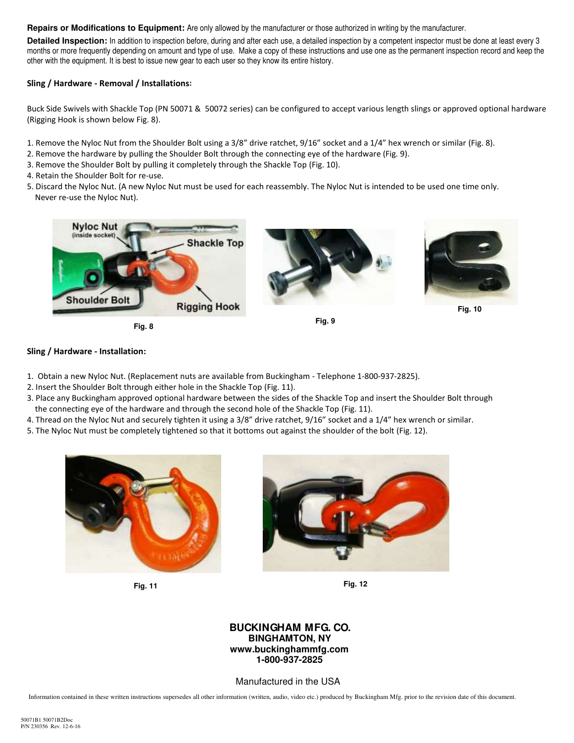**Repairs or Modifications to Equipment:** Are only allowed by the manufacturer or those authorized in writing by the manufacturer.

**Detailed Inspection:** In addition to inspection before, during and after each use, a detailed inspection by a competent inspector must be done at least every 3 months or more frequently depending on amount and type of use. Make a copy of these instructions and use one as the permanent inspection record and keep the other with the equipment. It is best to issue new gear to each user so they know its entire history.

**Sling / Hardware - Removal / Installations:**

Buck Side Swivels with Shackle Top (PN 50071 & 50072 series) can be configured to accept various length slings or approved optional hardware (Rigging Hook is shown below Fig. 8).

1. Remove the Nyloc Nut from the Shoulder Bolt using a 3/8" drive ratchet, 9/16" socket and a 1/4" hex wrench or similar (Fig. 8).
2. Remove the hardware by pulling the Shoulder Bolt through the connecting eye of the hardware (Fig. 9).
3. Remove the Shoulder Bolt by pulling it completely through the Shackle Top (Fig. 10).
4. Retain the Shoulder Bolt for re-use.
5. Discard the Nyloc Nut. (A new Nyloc Nut must be used for each reassembly. The Nyloc Nut is intended to be used one time only. Never re-use the Nyloc Nut).

Nyloc Nut (inside socket)
Shackle Top
Shoulder Bolt
Rigging Hook

Fig. 8

Fig. 9

Fig. 10

**Sling / Hardware - Installation:**

1. Obtain a new Nyloc Nut. (Replacement nuts are available from Buckingham - Telephone 1-800-937-2825).
2. Insert the Shoulder Bolt through either hole in the Shackle Top (Fig. 11).
3. Place any Buckingham approved optional hardware between the sides of the Shackle Top and insert the Shoulder Bolt through the connecting eye of the hardware and through the second hole of the Shackle Top (Fig. 11).
4. Thread on the Nyloc Nut and securely tighten it using a 3/8" drive ratchet, 9/16" socket and a 1/4" hex wrench or similar.
5. The Nyloc Nut must be completely tightened so that it bottoms out against the shoulder of the bolt (Fig. 12).

Fig. 11

Fig. 12

**BUCKINGHAM MFG. CO.**
**BINGHAMTON, NY**
**www.buckinghammfg.com**
**1-800-937-2825**

Manufactured in the USA

Information contained in these written instructions supersedes all other information (written, audio, video etc.) produced by Buckingham Mfg. prior to the revision date of this document.

50071B1 50071B2Doc
P/N 230356 Rev. 12-6-16